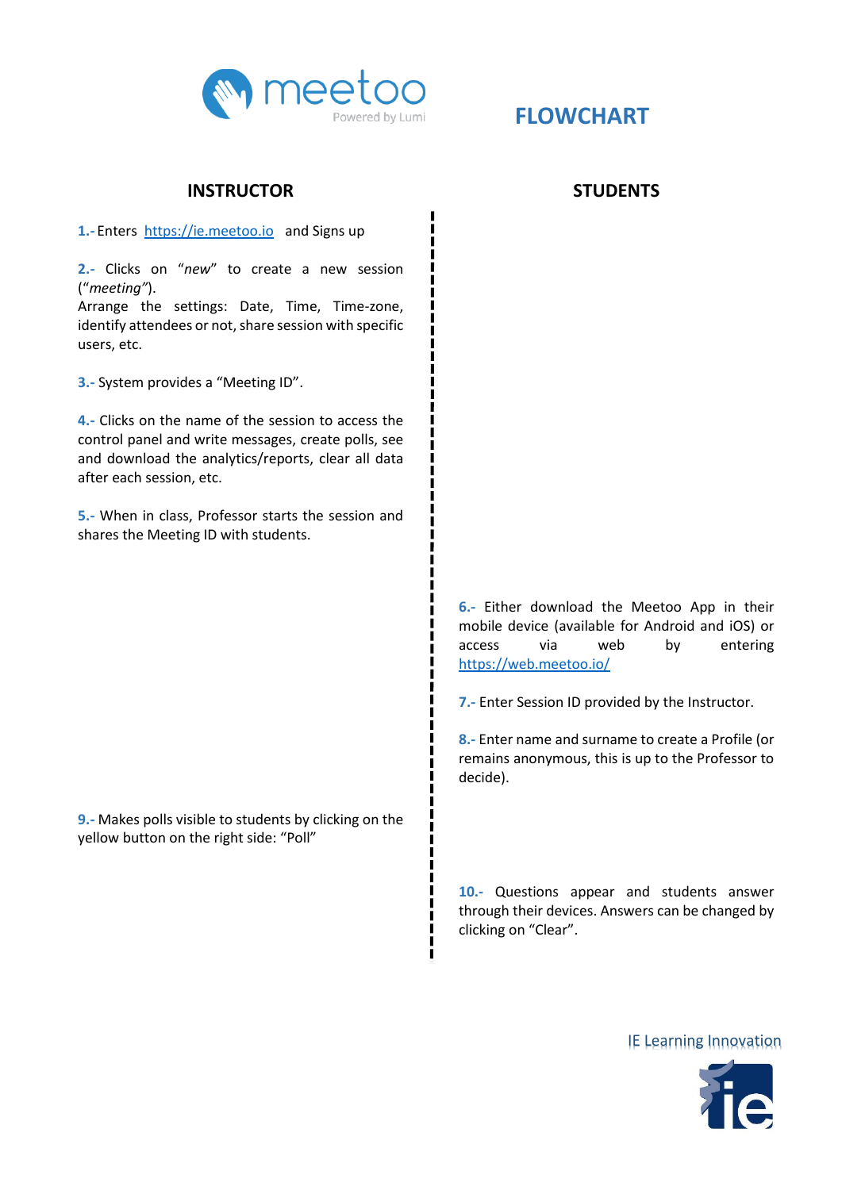meetoo

Powered by Lumi

# FLOWCHART

## INSTRUCTOR

**1.-** Enters https://ie.meetoo.io and Signs up

**2.-** Clicks on "*new*" to create a new session ("*meeting*").
Arrange the settings: Date, Time, Time-zone, identify attendees or not, share session with specific users, etc.

**3.-** System provides a "Meeting ID".

**4.-** Clicks on the name of the session to access the control panel and write messages, create polls, see and download the analytics/reports, clear all data after each session, etc.

**5.-** When in class, Professor starts the session and shares the Meeting ID with students.

## STUDENTS

**6.-** Either download the Meetoo App in their mobile device (available for Android and iOS) or access via web by entering https://web.meetoo.io/

**7.-** Enter Session ID provided by the Instructor.

**8.-** Enter name and surname to create a Profile (or remains anonymous, this is up to the Professor to decide).

## INSTRUCTOR

**9.-** Makes polls visible to students by clicking on the yellow button on the right side: "Poll"

## STUDENTS

**10.-** Questions appear and students answer through their devices. Answers can be changed by clicking on "Clear".

IE Learning Innovation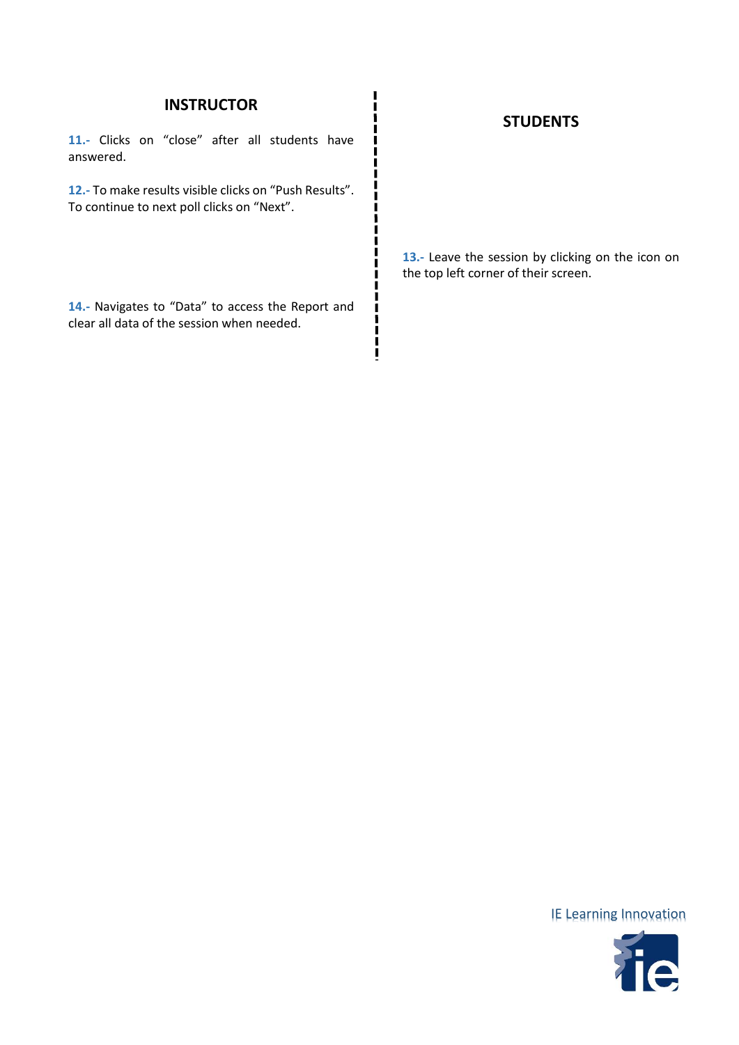## INSTRUCTOR

**11.-** Clicks on “close” after all students have answered.

**12.-** To make results visible clicks on “Push Results”. To continue to next poll clicks on “Next”.

**14.-** Navigates to “Data” to access the Report and clear all data of the session when needed.

## STUDENTS

**13.-** Leave the session by clicking on the icon on the top left corner of their screen.

IE Learning Innovation